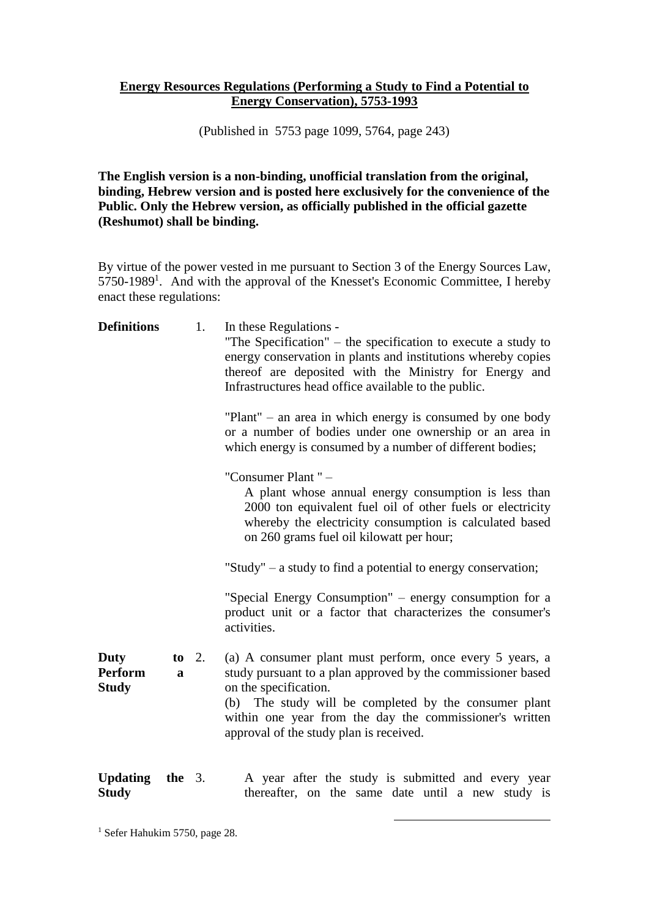**Energy Resources Regulations (Performing a Study to Find a Potential to Energy Conservation), 5753-1993**

(Published in 5753 page 1099, 5764, page 243)

**The English version is a non-binding, unofficial translation from the original, binding, Hebrew version and is posted here exclusively for the convenience of the Public. Only the Hebrew version, as officially published in the official gazette (Reshumot) shall be binding.**

By virtue of the power vested in me pursuant to Section 3 of the Energy Sources Law, 5750-1989[1]. And with the approval of the Knesset's Economic Committee, I hereby enact these regulations:

**Definitions**

1. In these Regulations -

"The Specification" – the specification to execute a study to energy conservation in plants and institutions whereby copies thereof are deposited with the Ministry for Energy and Infrastructures head office available to the public.

"Plant" – an area in which energy is consumed by one body or a number of bodies under one ownership or an area in which energy is consumed by a number of different bodies;

"Consumer Plant " –

A plant whose annual energy consumption is less than 2000 ton equivalent fuel oil of other fuels or electricity whereby the electricity consumption is calculated based on 260 grams fuel oil kilowatt per hour;

"Study" – a study to find a potential to energy conservation;

"Special Energy Consumption" – energy consumption for a product unit or a factor that characterizes the consumer's activities.

**Duty to Perform a Study**

2. (a) A consumer plant must perform, once every 5 years, a study pursuant to a plan approved by the commissioner based on the specification.

(b) The study will be completed by the consumer plant within one year from the day the commissioner's written approval of the study plan is received.

**Updating the Study**

3. A year after the study is submitted and every year thereafter, on the same date until a new study is

[1] Sefer Hahukim 5750, page 28.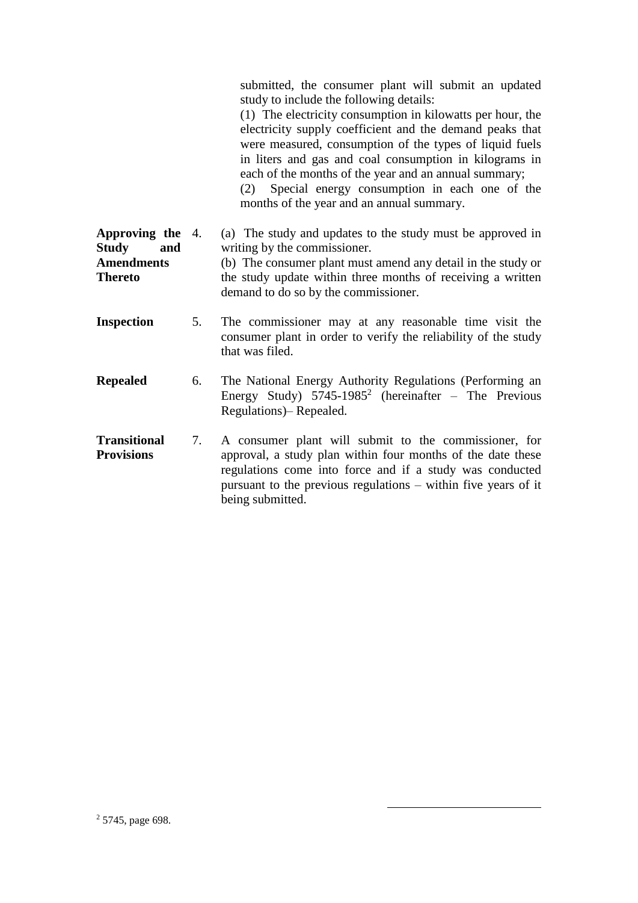submitted, the consumer plant will submit an updated study to include the following details:

(1) The electricity consumption in kilowatts per hour, the electricity supply coefficient and the demand peaks that were measured, consumption of the types of liquid fuels in liters and gas and coal consumption in kilograms in each of the months of the year and an annual summary;

(2) Special energy consumption in each one of the months of the year and an annual summary.

**Approving the Study and Amendments Thereto**

4. (a) The study and updates to the study must be approved in writing by the commissioner.

(b) The consumer plant must amend any detail in the study or the study update within three months of receiving a written demand to do so by the commissioner.

**Inspection**

5. The commissioner may at any reasonable time visit the consumer plant in order to verify the reliability of the study that was filed.

**Repealed**

6. The National Energy Authority Regulations (Performing an Energy Study) 5745-1985[2] (hereinafter – The Previous Regulations)– Repealed.

**Transitional Provisions**

7. A consumer plant will submit to the commissioner, for approval, a study plan within four months of the date these regulations come into force and if a study was conducted pursuant to the previous regulations – within five years of it being submitted.

---

[2] 5745, page 698.